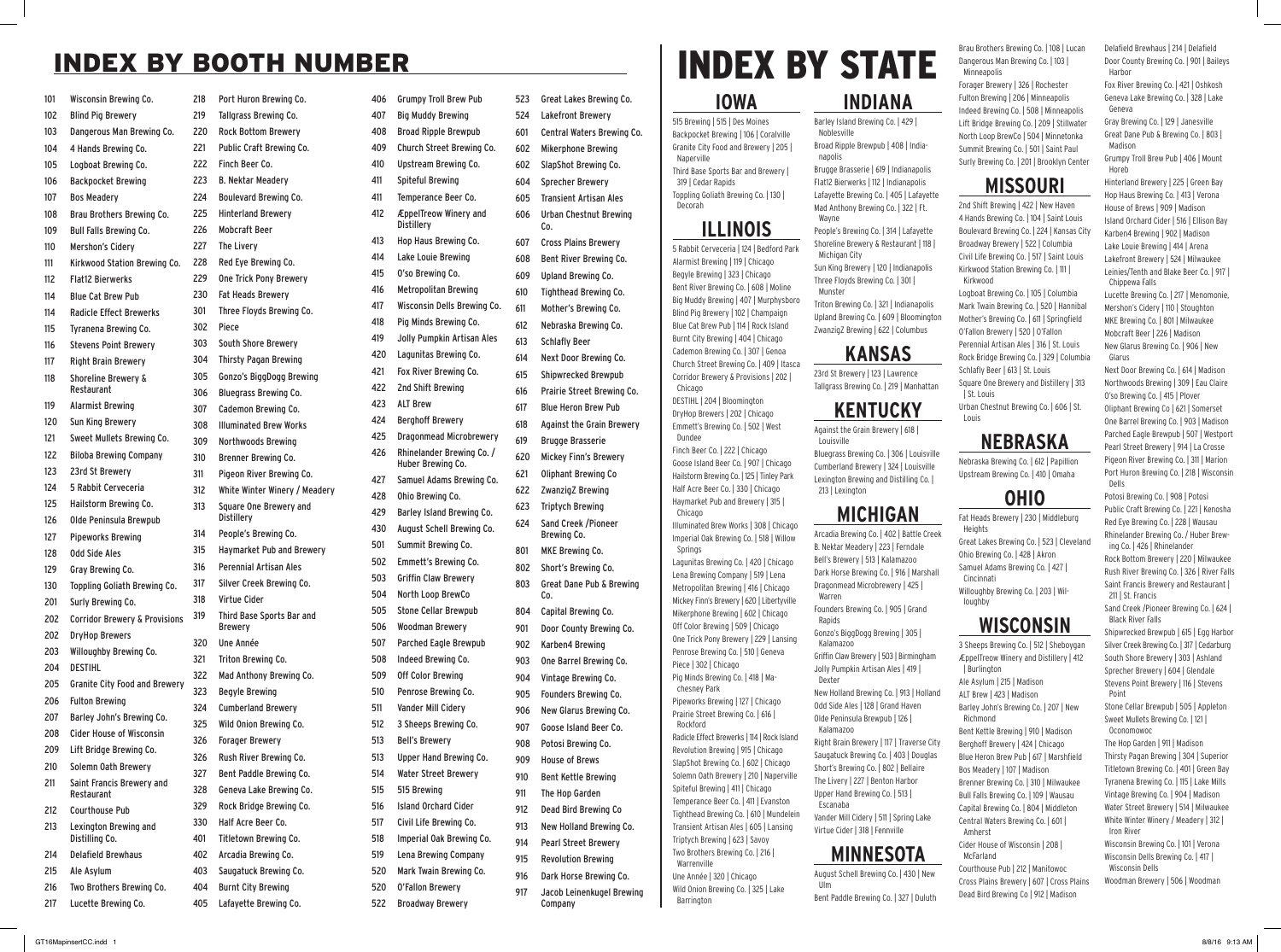# INDEX BY BOOTH NUMBER

| Booth | Brewery |
|---|---|
| 101 | Wisconsin Brewing Co. |
| 102 | Blind Pig Brewery |
| 103 | Dangerous Man Brewing Co. |
| 104 | 4 Hands Brewing Co. |
| 105 | Logboat Brewing Co. |
| 106 | Backpocket Brewing |
| 107 | Bos Meadery |
| 108 | Brau Brothers Brewing Co. |
| 109 | Bull Falls Brewing Co. |
| 110 | Mershon's Cidery |
| 111 | Kirkwood Station Brewing Co. |
| 112 | Flat12 Bierwerks |
| 114 | Blue Cat Brew Pub |
| 114 | Radicle Effect Brewerks |
| 115 | Tyranena Brewing Co. |
| 116 | Stevens Point Brewery |
| 117 | Right Brain Brewery |
| 118 | Shoreline Brewery & Restaurant |
| 119 | Alarmist Brewing |
| 120 | Sun King Brewery |
| 121 | Sweet Mullets Brewing Co. |
| 122 | Biloba Brewing Company |
| 123 | 23rd St Brewery |
| 124 | 5 Rabbit Cerveceria |
| 125 | Hailstorm Brewing Co. |
| 126 | Olde Peninsula Brewpub |
| 127 | Pipeworks Brewing |
| 128 | Odd Side Ales |
| 129 | Gray Brewing Co. |
| 130 | Toppling Goliath Brewing Co. |
| 201 | Surly Brewing Co. |
| 202 | Corridor Brewery & Provisions |
| 202 | DryHop Brewers |
| 203 | Willoughby Brewing Co. |
| 204 | DESTIHL |
| 205 | Granite City Food and Brewery |
| 206 | Fulton Brewing |
| 207 | Barley John's Brewing Co. |
| 208 | Cider House of Wisconsin |
| 209 | Lift Bridge Brewing Co. |
| 210 | Solemn Oath Brewery |
| 211 | Saint Francis Brewery and Restaurant |
| 212 | Courthouse Pub |
| 213 | Lexington Brewing and Distilling Co. |
| 214 | Delafield Brewhaus |
| 215 | Ale Asylum |
| 216 | Two Brothers Brewing Co. |
| 217 | Lucette Brewing Co. |
| 218 | Port Huron Brewing Co. |
| 219 | Tallgrass Brewing Co. |
| 220 | Rock Bottom Brewery |
| 221 | Public Craft Brewing Co. |
| 222 | Finch Beer Co. |
| 223 | B. Nektar Meadery |
| 224 | Boulevard Brewing Co. |
| 225 | Hinterland Brewery |
| 226 | Mobcraft Beer |
| 227 | The Livery |
| 228 | Red Eye Brewing Co. |
| 229 | One Trick Pony Brewery |
| 230 | Fat Heads Brewery |
| 301 | Three Floyds Brewing Co. |
| 302 | Piece |
| 303 | South Shore Brewery |
| 304 | Thirsty Pagan Brewing |
| 305 | Gonzo's BiggDogg Brewing |
| 306 | Bluegrass Brewing Co. |
| 307 | Cademon Brewing Co. |
| 308 | Illuminated Brew Works |
| 309 | Northwoods Brewing |
| 310 | Brenner Brewing Co. |
| 311 | Pigeon River Brewing Co. |
| 312 | White Winter Winery / Meadery |
| 313 | Square One Brewery and Distillery |
| 314 | People's Brewing Co. |
| 315 | Haymarket Pub and Brewery |
| 316 | Perennial Artisan Ales |
| 317 | Silver Creek Brewing Co. |
| 318 | Virtue Cider |
| 319 | Third Base Sports Bar and Brewery |
| 320 | Une Année |
| 321 | Triton Brewing Co. |
| 322 | Mad Anthony Brewing Co. |
| 323 | Begyle Brewing |
| 324 | Cumberland Brewery |
| 325 | Wild Onion Brewing Co. |
| 326 | Forager Brewery |
| 326 | Rush River Brewing Co. |
| 327 | Bent Paddle Brewing Co. |
| 328 | Geneva Lake Brewing Co. |
| 329 | Rock Bridge Brewing Co. |
| 330 | Half Acre Beer Co. |
| 401 | Titletown Brewing Co. |
| 402 | Arcadia Brewing Co. |
| 403 | Saugatuck Brewing Co. |
| 404 | Burnt City Brewing |
| 405 | Lafayette Brewing Co. |
| 406 | Grumpy Troll Brew Pub |
| 407 | Big Muddy Brewing |
| 408 | Broad Ripple Brewpub |
| 409 | Church Street Brewing Co. |
| 410 | Upstream Brewing Co. |
| 411 | Spiteful Brewing |
| 411 | Temperance Beer Co. |
| 412 | ÆppelTreow Winery and Distillery |
| 413 | Hop Haus Brewing Co. |
| 414 | Lake Louie Brewing |
| 415 | O'so Brewing Co. |
| 416 | Metropolitan Brewing |
| 417 | Wisconsin Dells Brewing Co. |
| 418 | Pig Minds Brewing Co. |
| 419 | Jolly Pumpkin Artisan Ales |
| 420 | Lagunitas Brewing Co. |
| 421 | Fox River Brewing Co. |
| 422 | 2nd Shift Brewing |
| 423 | ALT Brew |
| 424 | Berghoff Brewery |
| 425 | Dragonmead Microbrewery |
| 426 | Rhinelander Brewing Co. / Huber Brewing Co. |
| 427 | Samuel Adams Brewing Co. |
| 428 | Ohio Brewing Co. |
| 429 | Barley Island Brewing Co. |
| 430 | August Schell Brewing Co. |
| 501 | Summit Brewing Co. |
| 502 | Emmett's Brewing Co. |
| 503 | Griffin Claw Brewery |
| 504 | North Loop BrewCo |
| 505 | Stone Cellar Brewpub |
| 506 | Woodman Brewery |
| 507 | Parched Eagle Brewpub |
| 508 | Indeed Brewing Co. |
| 509 | Off Color Brewing |
| 510 | Penrose Brewing Co. |
| 511 | Vander Mill Cidery |
| 512 | 3 Sheeps Brewing Co. |
| 513 | Bell's Brewery |
| 513 | Upper Hand Brewing Co. |
| 514 | Water Street Brewery |
| 515 | 515 Brewing |
| 516 | Island Orchard Cider |
| 517 | Civil Life Brewing Co. |
| 518 | Imperial Oak Brewing Co. |
| 519 | Lena Brewing Company |
| 520 | Mark Twain Brewing Co. |
| 520 | O'Fallon Brewery |
| 522 | Broadway Brewery |
| 523 | Great Lakes Brewing Co. |
| 524 | Lakefront Brewery |
| 601 | Central Waters Brewing Co. |
| 602 | Mikerphone Brewing |
| 602 | SlapShot Brewing Co. |
| 604 | Sprecher Brewery |
| 605 | Transient Artisan Ales |
| 606 | Urban Chestnut Brewing Co. |
| 607 | Cross Plains Brewery |
| 608 | Bent River Brewing Co. |
| 609 | Upland Brewing Co. |
| 610 | Tighthead Brewing Co. |
| 611 | Mother's Brewing Co. |
| 612 | Nebraska Brewing Co. |
| 613 | Schlafly Beer |
| 614 | Next Door Brewing Co. |
| 615 | Shipwrecked Brewpub |
| 616 | Prairie Street Brewing Co. |
| 617 | Blue Heron Brew Pub |
| 618 | Against the Grain Brewery |
| 619 | Brugge Brasserie |
| 620 | Mickey Finn's Brewery |
| 621 | Oliphant Brewing Co |
| 622 | ZwanzigZ Brewing |
| 623 | Triptych Brewing |
| 624 | Sand Creek /Pioneer Brewing Co. |
| 801 | MKE Brewing Co. |
| 802 | Short's Brewing Co. |
| 803 | Great Dane Pub & Brewing Co. |
| 804 | Capital Brewing Co. |
| 901 | Door County Brewing Co. |
| 902 | Karben4 Brewing |
| 903 | One Barrel Brewing Co. |
| 904 | Vintage Brewing Co. |
| 905 | Founders Brewing Co. |
| 906 | New Glarus Brewing Co. |
| 907 | Goose Island Beer Co. |
| 908 | Potosi Brewing Co. |
| 909 | House of Brews |
| 910 | Bent Kettle Brewing |
| 911 | The Hop Garden |
| 912 | Dead Bird Brewing Co |
| 913 | New Holland Brewing Co. |
| 914 | Pearl Street Brewery |
| 915 | Revolution Brewing |
| 916 | Dark Horse Brewing Co. |
| 917 | Jacob Leinenkugel Brewing Company |

# INDEX BY STATE

## IOWA

515 Brewing | 515 | Des Moines
Backpocket Brewing | 106 | Coralville
Granite City Food and Brewery | 205 | Naperville
Third Base Sports Bar and Brewery | 319 | Cedar Rapids
Toppling Goliath Brewing Co. | 130 | Decorah

## ILLINOIS

5 Rabbit Cerveceria | 124 | Bedford Park
Alarmist Brewing | 119 | Chicago
Begyle Brewing | 323 | Chicago
Bent River Brewing Co. | 608 | Moline
Big Muddy Brewing | 407 | Murphysboro
Blind Pig Brewery | 102 | Champaign
Blue Cat Brew Pub | 114 | Rock Island
Burnt City Brewing | 404 | Chicago
Cademon Brewing Co. | 307 | Genoa
Church Street Brewing Co. | 409 | Itasca
Corridor Brewery & Provisions | 202 | Chicago
DESTIHL | 204 | Bloomington
DryHop Brewers | 202 | Chicago
Emmett's Brewing Co. | 502 | West Dundee
Finch Beer Co. | 222 | Chicago
Goose Island Beer Co. | 907 | Chicago
Hailstorm Brewing Co. | 125 | Tinley Park
Half Acre Beer Co. | 330 | Chicago
Haymarket Pub and Brewery | 315 | Chicago
Illuminated Brew Works | 308 | Chicago
Imperial Oak Brewing Co. | 518 | Willow Springs
Lagunitas Brewing Co. | 420 | Chicago
Lena Brewing Company | 519 | Lena
Metropolitan Brewing | 416 | Chicago
Mickey Finn's Brewery | 620 | Libertyville
Mikerphone Brewing | 602 | Chicago
Off Color Brewing | 509 | Chicago
One Trick Pony Brewery | 229 | Lansing
Penrose Brewing Co. | 510 | Geneva
Piece | 302 | Chicago
Pig Minds Brewing Co. | 418 | Machesney Park
Pipeworks Brewing | 127 | Chicago
Prairie Street Brewing Co. | 616 | Rockford
Radicle Effect Brewerks | 114 | Rock Island
Revolution Brewing | 915 | Chicago
SlapShot Brewing Co. | 602 | Chicago
Solemn Oath Brewery | 210 | Naperville
Spiteful Brewing | 411 | Chicago
Temperance Beer Co. | 411 | Evanston
Tighthead Brewing Co. | 610 | Mundelein
Transient Artisan Ales | 605 | Lansing
Triptych Brewing | 623 | Savoy
Two Brothers Brewing Co. | 216 | Warrenville
Une Année | 320 | Chicago
Wild Onion Brewing Co. | 325 | Lake Barrington

## INDIANA

Barley Island Brewing Co. | 429 | Noblesville
Broad Ripple Brewpub | 408 | Indianapolis
Brugge Brasserie | 619 | Indianapolis
Flat12 Bierwerks | 112 | Indianapolis
Lafayette Brewing Co. | 405 | Lafayette
Mad Anthony Brewing Co. | 322 | Ft. Wayne
People's Brewing Co. | 314 | Lafayette
Shoreline Brewery & Restaurant | 118 | Michigan City
Sun King Brewery | 120 | Indianapolis
Three Floyds Brewing Co. | 301 | Munster
Triton Brewing Co. | 321 | Indianapolis
Upland Brewing Co. | 609 | Bloomington
ZwanzigZ Brewing | 622 | Columbus

## KANSAS

23rd St Brewery | 123 | Lawrence
Tallgrass Brewing Co. | 219 | Manhattan

## KENTUCKY

Against the Grain Brewery | 618 | Louisville
Bluegrass Brewing Co. | 306 | Louisville
Cumberland Brewery | 324 | Louisville
Lexington Brewing and Distilling Co. | 213 | Lexington

## MICHIGAN

Arcadia Brewing Co. | 402 | Battle Creek
B. Nektar Meadery | 223 | Ferndale
Bell's Brewery | 513 | Kalamazoo
Dark Horse Brewing Co. | 916 | Marshall
Dragonmead Microbrewery | 425 | Warren
Founders Brewing Co. | 905 | Grand Rapids
Gonzo's BiggDogg Brewing | 305 | Kalamazoo
Griffin Claw Brewery | 503 | Birmingham
Jolly Pumpkin Artisan Ales | 419 | Dexter
New Holland Brewing Co. | 913 | Holland
Odd Side Ales | 128 | Grand Haven
Olde Peninsula Brewpub | 126 | Kalamazoo
Right Brain Brewery | 117 | Traverse City
Saugatuck Brewing Co. | 403 | Douglas
Short's Brewing Co. | 802 | Bellaire
The Livery | 227 | Benton Harbor
Upper Hand Brewing Co. | 513 | Escanaba
Vander Mill Cidery | 511 | Spring Lake
Virtue Cider | 318 | Fennville

## MINNESOTA

August Schell Brewing Co. | 430 | New Ulm
Bent Paddle Brewing Co. | 327 | Duluth
Brau Brothers Brewing Co. | 108 | Lucan
Dangerous Man Brewing Co. | 103 | Minneapolis
Forager Brewery | 326 | Rochester
Fulton Brewing | 206 | Minneapolis
Indeed Brewing Co. | 508 | Minneapolis
Lift Bridge Brewing Co. | 209 | Stillwater
North Loop BrewCo | 504 | Minnetonka
Summit Brewing Co. | 501 | Saint Paul
Surly Brewing Co. | 201 | Brooklyn Center

## MISSOURI

2nd Shift Brewing | 422 | New Haven
4 Hands Brewing Co. | 104 | Saint Louis
Boulevard Brewing Co. | 224 | Kansas City
Broadway Brewery | 522 | Columbia
Civil Life Brewing Co. | 517 | Saint Louis
Kirkwood Station Brewing Co. | 111 | Kirkwood
Logboat Brewing Co. | 105 | Columbia
Mark Twain Brewing Co. | 520 | Hannibal
Mother's Brewing Co. | 611 | Springfield
O'Fallon Brewery | 520 | O'Fallon
Perennial Artisan Ales | 316 | St. Louis
Rock Bridge Brewing Co. | 329 | Columbia
Schlafly Beer | 613 | St. Louis
Square One Brewery and Distillery | 313 | St. Louis
Urban Chestnut Brewing Co. | 606 | St. Louis

## NEBRASKA

Nebraska Brewing Co. | 612 | Papillion
Upstream Brewing Co. | 410 | Omaha

## OHIO

Fat Heads Brewery | 230 | Middleburg Heights
Great Lakes Brewing Co. | 523 | Cleveland
Ohio Brewing Co. | 428 | Akron
Samuel Adams Brewing Co. | 427 | Cincinnati
Willoughby Brewing Co. | 203 | Willoughby

## WISCONSIN

3 Sheeps Brewing Co. | 512 | Sheboygan
ÆppelTreow Winery and Distillery | 412 | Burlington
Ale Asylum | 215 | Madison
ALT Brew | 423 | Madison
Barley John's Brewing Co. | 207 | New Richmond
Bent Kettle Brewing Co. | 910 | Madison
Berghoff Brewery | 424 | Chicago
Blue Heron Brew Pub | 617 | Marshfield
Bos Meadery | 107 | Madison
Brenner Brewing Co. | 310 | Milwaukee
Bull Falls Brewing Co. | 109 | Wausau
Capital Brewing Co. | 804 | Middleton
Central Waters Brewing Co. | 601 | Amherst
Cider House of Wisconsin | 208 | McFarland
Courthouse Pub | 212 | Manitowoc
Cross Plains Brewery | 607 | Cross Plains
Dead Bird Brewing Co | 912 | Madison
Delafield Brewhaus | 214 | Delafield
Door County Brewing Co. | 901 | Baileys Harbor
Fox River Brewing Co. | 421 | Oshkosh
Geneva Lake Brewing Co. | 328 | Lake Geneva
Gray Brewing Co. | 129 | Janesville
Great Dane Pub & Brewing Co. | 803 | Madison
Grumpy Troll Brew Pub | 406 | Mount Horeb
Hinterland Brewery | 225 | Green Bay
Hop Haus Brewing Co. | 413 | Verona
House of Brews | 909 | Madison
Island Orchard Cider | 516 | Ellison Bay
Karben4 Brewing | 902 | Madison
Lake Louie Brewing | 414 | Arena
Lakefront Brewery | 524 | Milwaukee
Leinies/Tenth and Blake Beer Co. | 917 | Chippewa Falls
Lucette Brewing Co. | 217 | Menomonie,
Mershon's Cidery | 110 | Stoughton
MKE Brewing Co. | 801 | Milwaukee
Mobcraft Beer | 226 | Madison
New Glarus Brewing Co. | 906 | New Glarus
Next Door Brewing Co. | 614 | Madison
Northwoods Brewing | 309 | Eau Claire
O'so Brewing Co. | 415 | Plover
Oliphant Brewing Co | 621 | Somerset
One Barrel Brewing Co. | 903 | Madison
Parched Eagle Brewpub | 507 | Westport
Pearl Street Brewery | 914 | La Crosse
Pigeon River Brewing Co. | 311 | Marion
Port Huron Brewing Co. | 218 | Wisconsin Dells
Potosi Brewing Co. | 908 | Potosi
Public Craft Brewing Co. | 221 | Kenosha
Red Eye Brewing Co. | 228 | Wausau
Rhinelander Brewing Co. / Huber Brewing Co. | 426 | Rhinelander
Rock Bottom Brewery | 220 | Milwaukee
Rush River Brewing Co. | 326 | River Falls
Saint Francis Brewery and Restaurant | 211 | St. Francis
Sand Creek /Pioneer Brewing Co. | 624 | Black River Falls
Shipwrecked Brewpub | 615 | Egg Harbor
Silver Creek Brewing Co. | 317 | Cedarburg
South Shore Brewery | 303 | Ashland
Sprecher Brewery | 604 | Glendale
Stevens Point Brewery | 116 | Stevens Point
Stone Cellar Brewpub | 505 | Appleton
Sweet Mullets Brewing Co. | 121 | Oconomowoc
The Hop Garden | 911 | Madison
Thirsty Pagan Brewing | 304 | Superior
Titletown Brewing Co. | 401 | Green Bay
Tyranena Brewing Co. | 115 | Lake Mills
Vintage Brewing Co. | 904 | Madison
Water Street Brewery | 514 | Milwaukee
White Winter Winery / Meadery | 312 | Iron River
Wisconsin Brewing Co. | 101 | Verona
Wisconsin Dells Brewing Co. | 417 | Wisconsin Dells
Woodman Brewery | 506 | Woodman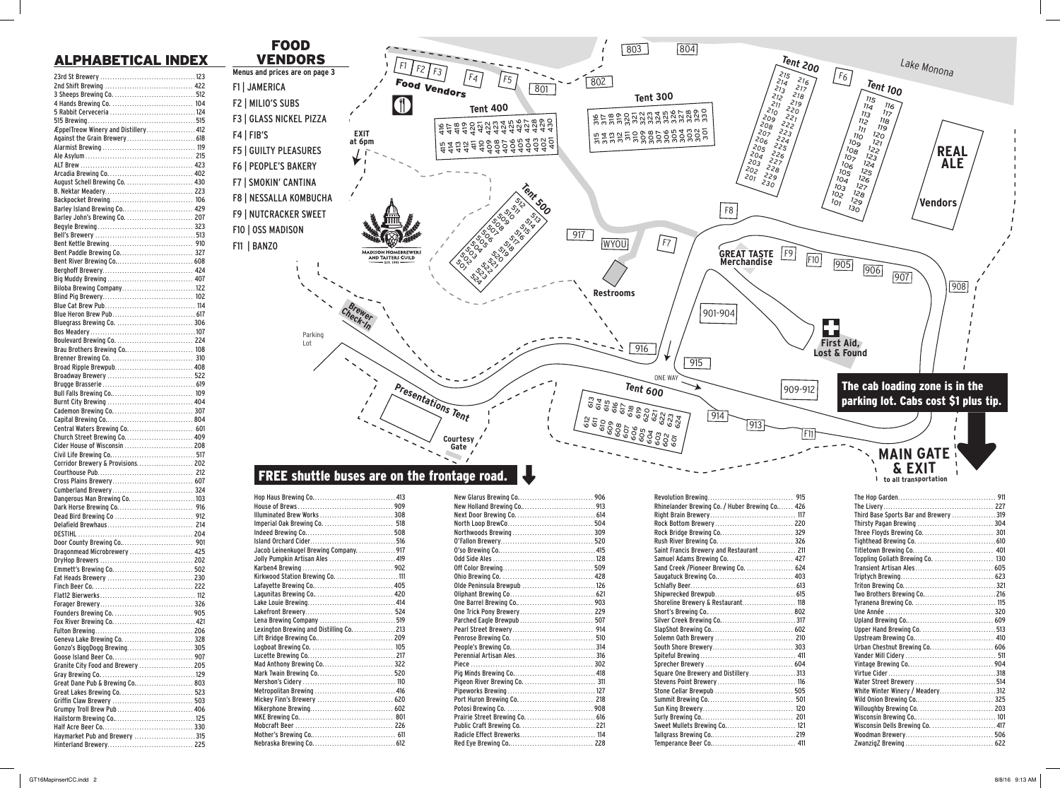## ALPHABETICAL INDEX

23rd St Brewery .... 123
2nd Shift Brewing .... 422
3 Sheeps Brewing Co. .... 512
4 Hands Brewing Co. .... 104
5 Rabbit Cerveceria .... 124
515 Brewing .... 515
ÆppelTreow Winery and Distillery .... 412
Against the Grain Brewery .... 618
Alarmist Brewing .... 119
Ale Asylum .... 215
ALT Brew .... 423
Arcadia Brewing Co. .... 402
August Schell Brewing Co. .... 430
B. Nektar Meadery .... 223
Backpocket Brewing .... 106
Barley Island Brewing Co. .... 429
Barley John's Brewing Co. .... 207
Begyle Brewing .... 323
Bell's Brewery .... 513
Bent Kettle Brewing .... 910
Bent Paddle Brewing Co. .... 327
Bent River Brewing Co. .... 608
Berghoff Brewery .... 424
Big Muddy Brewing .... 407
Biloba Brewing Company .... 122
Blind Pig Brewery .... 102
Blue Cat Brew Pub .... 114
Blue Heron Brew Pub .... 617
Bluegrass Brewing Co. .... 306
Bos Meadery .... 107
Boulevard Brewing Co. .... 224
Brau Brothers Brewing Co. .... 108
Brenner Brewing Co. .... 310
Broad Ripple Brewpub .... 408
Broadway Brewery .... 522
Brugge Brasserie .... 619
Bull Falls Brewing Co. .... 109
Burnt City Brewing .... 404
Cademon Brewing Co. .... 307
Capital Brewing Co. .... 804
Central Waters Brewing Co. .... 601
Church Street Brewing Co. .... 409
Cider House of Wisconsin .... 208
Civil Life Brewing Co. .... 517
Corridor Brewery & Provisions .... 202
Courthouse Pub .... 212
Cross Plains Brewery .... 607
Cumberland Brewery .... 324
Dangerous Man Brewing Co. .... 103
Dark Horse Brewing Co. .... 916
Dead Bird Brewing Co .... 912
Delafield Brewhaus .... 214
DESTIHL .... 204
Door County Brewing Co. .... 901
Dragonmead Microbrewery .... 425
DryHop Brewers .... 202
Emmett's Brewing Co. .... 502
Fat Heads Brewery .... 230
Finch Beer Co. .... 222
Flat12 Bierwerks .... 112
Forager Brewery .... 326
Founders Brewing Co. .... 905
Fox River Brewing Co. .... 421
Fulton Brewing .... 206
Geneva Lake Brewing Co. .... 328
Gonzo's BiggDogg Brewing .... 305
Goose Island Beer Co. .... 907
Granite City Food and Brewery .... 205
Gray Brewing Co. .... 129
Great Dane Pub & Brewing Co. .... 803
Great Lakes Brewing Co. .... 523
Griffin Claw Brewery .... 503
Grumpy Troll Brew Pub .... 406
Hailstorm Brewing Co. .... 125
Half Acre Beer Co. .... 330
Haymarket Pub and Brewery .... 315
Hinterland Brewery .... 225
Hop Haus Brewing Co. .... 413
House of Brews .... 909
Illuminated Brew Works .... 308
Imperial Oak Brewing Co. .... 518
Indeed Brewing Co. .... 508
Island Orchard Cider .... 516
Jacob Leinenkugel Brewing Company .... 917
Jolly Pumpkin Artisan Ales .... 419
Karben4 Brewing .... 902
Kirkwood Station Brewing Co. .... 111
Lafayette Brewing Co. .... 405
Lagunitas Brewing Co. .... 420
Lake Louie Brewing .... 414
Lakefront Brewery .... 524
Lena Brewing Company .... 519
Lexington Brewing and Distilling Co. .... 213
Lift Bridge Brewing Co. .... 209
Logboat Brewing Co. .... 105
Lucette Brewing Co. .... 217
Mad Anthony Brewing Co. .... 322
Mark Twain Brewing Co. .... 520
Mershon's Cidery .... 110
Metropolitan Brewing .... 416
Mickey Finn's Brewery .... 620
Mikerphone Brewing .... 602
MKE Brewing Co. .... 801
Mobcraft Beer .... 226
Mother's Brewing Co. .... 611
Nebraska Brewing Co. .... 612
New Glarus Brewing Co. .... 906
New Holland Brewing Co. .... 913
Next Door Brewing Co. .... 614
North Loop BrewCo. .... 504
Northwoods Brewing .... 309
O'Fallon Brewery .... 520
O'so Brewing Co. .... 415
Odd Side Ales .... 128
Off Color Brewing .... 509
Ohio Brewing Co. .... 428
Olde Peninsula Brewpub .... 126
Oliphant Brewing Co. .... 621
One Barrel Brewing Co. .... 903
One Trick Pony Brewery .... 229
Parched Eagle Brewpub .... 507
Pearl Street Brewery .... 914
Penrose Brewing Co. .... 510
People's Brewing Co. .... 314
Perennial Artisan Ales .... 316
Piece .... 302
Pig Minds Brewing Co. .... 418
Pigeon River Brewing Co. .... 311
Pipeworks Brewing .... 127
Port Huron Brewing Co. .... 218
Potosi Brewing Co. .... 908
Prairie Street Brewing Co. .... 616
Public Craft Brewing Co. .... 221
Radicle Effect Brewerks .... 114
Red Eye Brewing Co. .... 228
Revolution Brewing .... 915
Rhinelander Brewing Co. / Huber Brewing Co. .... 426
Right Brain Brewery .... 117
Rock Bottom Brewery .... 220
Rock Bridge Brewing Co. .... 329
Rush River Brewing Co. .... 326
Saint Francis Brewery and Restaurant .... 211
Samuel Adams Brewing Co. .... 427
Sand Creek /Pioneer Brewing Co. .... 624
Saugatuck Brewing Co. .... 403
Schlafly Beer .... 613
Shipwrecked Brewpub .... 615
Shoreline Brewery & Restaurant .... 118
Short's Brewing Co. .... 802
Silver Creek Brewing Co. .... 317
SlapShot Brewing Co. .... 602
Solemn Oath Brewery .... 210
South Shore Brewery .... 303
Spiteful Brewing .... 411
Sprecher Brewery .... 604
Square One Brewery and Distillery .... 313
Stevens Point Brewery .... 116
Stone Cellar Brewpub .... 505
Summit Brewing Co. .... 501
Sun King Brewery .... 120
Surly Brewing Co. .... 201
Sweet Mullets Brewing Co. .... 121
Tallgrass Brewing Co. .... 219
Temperance Beer Co. .... 411
The Hop Garden .... 911
The Livery .... 227
Third Base Sports Bar and Brewery .... 319
Thirsty Pagan Brewing .... 304
Three Floyds Brewing Co. .... 301
Tighthead Brewing Co. .... 610
Titletown Brewing Co. .... 401
Toppling Goliath Brewing Co. .... 130
Transient Artisan Ales .... 605
Triptych Brewing .... 623
Triton Brewing Co. .... 321
Two Brothers Brewing Co. .... 216
Tyranena Brewing Co. .... 115
Une Année .... 320
Upland Brewing Co. .... 609
Upper Hand Brewing Co. .... 513
Upstream Brewing Co. .... 410
Urban Chestnut Brewing Co. .... 606
Vander Mill Cidery .... 511
Vintage Brewing Co. .... 904
Virtue Cider .... 318
Water Street Brewery .... 514
White Winter Winery / Meadery .... 312
Wild Onion Brewing Co. .... 325
Willoughby Brewing Co. .... 203
Wisconsin Brewing Co. .... 101
Wisconsin Dells Brewing Co. .... 417
Woodman Brewery .... 506
ZwanzigZ Brewing .... 622

## FOOD VENDORS

Menus and prices are on page 3

- F1 | JAMERICA
- F2 | MILIO'S SUBS
- F3 | GLASS NICKEL PIZZA
- F4 | FIB'S
- F5 | GUILTY PLEASURES
- F6 | PEOPLE'S BAKERY
- F7 | SMOKIN' CANTINA
- F8 | NESSALLA KOMBUCHA
- F9 | NUTCRACKER SWEET
- F10 | OSS MADISON
- F11 | BANZO

Lake Monona

Tent 100

Tent 200

Tent 300

Tent 400

Tent 500

Tent 600

Food Vendors

EXIT at 6pm

REAL ALE Vendors

GREAT TASTE Merchandise

Restrooms

Brewer Check-In

Parking Lot

Presentations Tent

Courtesy Gate

ONE WAY

First Aid, Lost & Found

MADISON HOMEBREWERS AND TASTERS GUILD EST. 1983

The cab loading zone is in the parking lot. Cabs cost $1 plus tip.

MAIN GATE & EXIT to all transportation

FREE shuttle buses are on the frontage road.